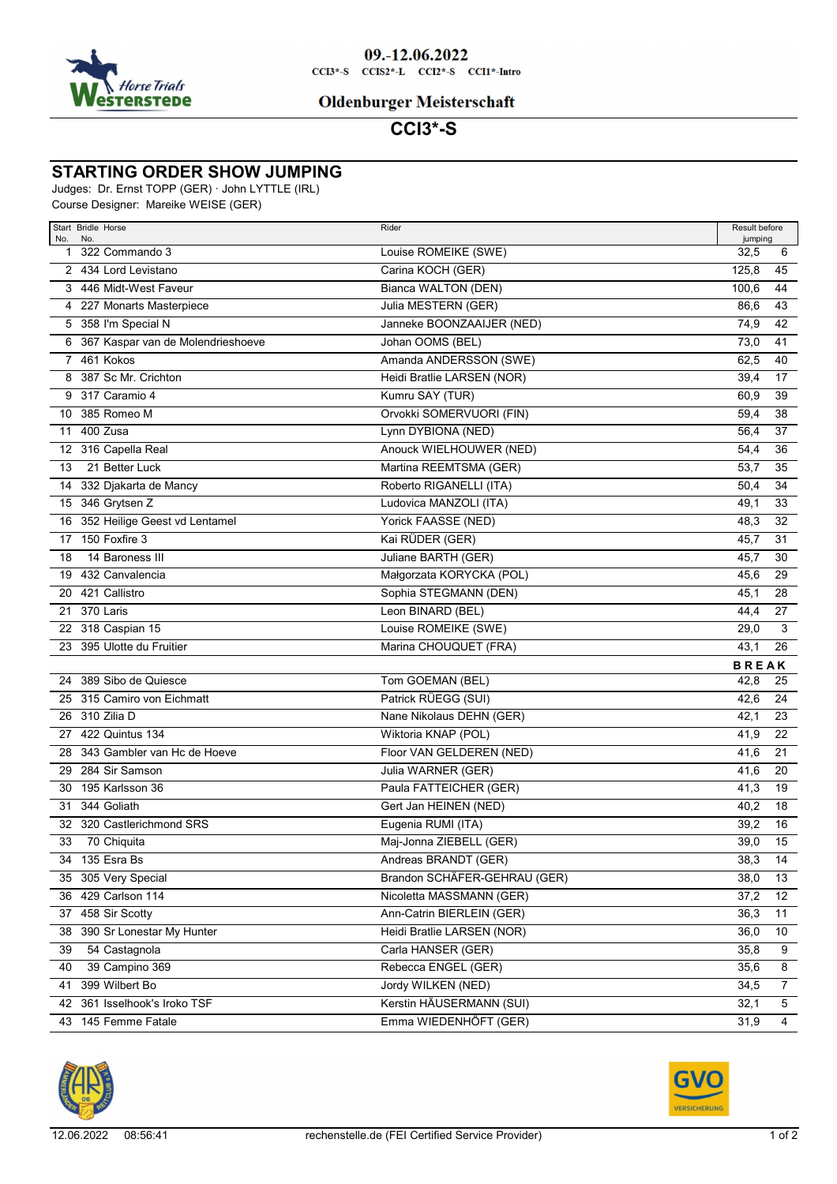09.-12.06.2022

CCI3*-S CCIS2*-L CCI2*-S CCI1*-Intro

Oldenburger Meisterschaft

# CCI3*-S

## STARTING ORDER SHOW JUMPING

Judges: Dr. Ernst TOPP (GER) · John LYTTLE (IRL)
Course Designer: Mareike WEISE (GER)

| Start No. | Bridle No. | Horse | Rider | Result before jumping | |
|---|---|---|---|---|---|
| 1 | 322 | Commando 3 | Louise ROMEIKE (SWE) | 32,5 | 6 |
| 2 | 434 | Lord Levistano | Carina KOCH (GER) | 125,8 | 45 |
| 3 | 446 | Midt-West Faveur | Bianca WALTON (DEN) | 100,6 | 44 |
| 4 | 227 | Monarts Masterpiece | Julia MESTERN (GER) | 86,6 | 43 |
| 5 | 358 | I'm Special N | Janneke BOONZAAIJER (NED) | 74,9 | 42 |
| 6 | 367 | Kaspar van de Molendrieshoeve | Johan OOMS (BEL) | 73,0 | 41 |
| 7 | 461 | Kokos | Amanda ANDERSSON (SWE) | 62,5 | 40 |
| 8 | 387 | Sc Mr. Crichton | Heidi Bratlie LARSEN (NOR) | 39,4 | 17 |
| 9 | 317 | Caramio 4 | Kumru SAY (TUR) | 60,9 | 39 |
| 10 | 385 | Romeo M | Orvokki SOMERVUORI (FIN) | 59,4 | 38 |
| 11 | 400 | Zusa | Lynn DYBIONA (NED) | 56,4 | 37 |
| 12 | 316 | Capella Real | Anouck WIELHOUWER (NED) | 54,4 | 36 |
| 13 | 21 | Better Luck | Martina REEMTSMA (GER) | 53,7 | 35 |
| 14 | 332 | Djakarta de Mancy | Roberto RIGANELLI (ITA) | 50,4 | 34 |
| 15 | 346 | Grytsen Z | Ludovica MANZOLI (ITA) | 49,1 | 33 |
| 16 | 352 | Heilige Geest vd Lentamel | Yorick FAASSE (NED) | 48,3 | 32 |
| 17 | 150 | Foxfire 3 | Kai RÜDER (GER) | 45,7 | 31 |
| 18 | 14 | Baroness III | Juliane BARTH (GER) | 45,7 | 30 |
| 19 | 432 | Canvalencia | Małgorzata KORYCKA (POL) | 45,6 | 29 |
| 20 | 421 | Callistro | Sophia STEGMANN (DEN) | 45,1 | 28 |
| 21 | 370 | Laris | Leon BINARD (BEL) | 44,4 | 27 |
| 22 | 318 | Caspian 15 | Louise ROMEIKE (SWE) | 29,0 | 3 |
| 23 | 395 | Ulotte du Fruitier | Marina CHOUQUET (FRA) | 43,1 | 26 |
| | | | | **BREAK** | |
| 24 | 389 | Sibo de Quiesce | Tom GOEMAN (BEL) | 42,8 | 25 |
| 25 | 315 | Camiro von Eichmatt | Patrick RÜEGG (SUI) | 42,6 | 24 |
| 26 | 310 | Zilia D | Nane Nikolaus DEHN (GER) | 42,1 | 23 |
| 27 | 422 | Quintus 134 | Wiktoria KNAP (POL) | 41,9 | 22 |
| 28 | 343 | Gambler van Hc de Hoeve | Floor VAN GELDEREN (NED) | 41,6 | 21 |
| 29 | 284 | Sir Samson | Julia WARNER (GER) | 41,6 | 20 |
| 30 | 195 | Karlsson 36 | Paula FATTEICHER (GER) | 41,3 | 19 |
| 31 | 344 | Goliath | Gert Jan HEINEN (NED) | 40,2 | 18 |
| 32 | 320 | Castlerichmond SRS | Eugenia RUMI (ITA) | 39,2 | 16 |
| 33 | 70 | Chiquita | Maj-Jonna ZIEBELL (GER) | 39,0 | 15 |
| 34 | 135 | Esra Bs | Andreas BRANDT (GER) | 38,3 | 14 |
| 35 | 305 | Very Special | Brandon SCHÄFER-GEHRAU (GER) | 38,0 | 13 |
| 36 | 429 | Carlson 114 | Nicoletta MASSMANN (GER) | 37,2 | 12 |
| 37 | 458 | Sir Scotty | Ann-Catrin BIERLEIN (GER) | 36,3 | 11 |
| 38 | 390 | Sr Lonestar My Hunter | Heidi Bratlie LARSEN (NOR) | 36,0 | 10 |
| 39 | 54 | Castagnola | Carla HANSER (GER) | 35,8 | 9 |
| 40 | 39 | Campino 369 | Rebecca ENGEL (GER) | 35,6 | 8 |
| 41 | 399 | Wilbert Bo | Jordy WILKEN (NED) | 34,5 | 7 |
| 42 | 361 | Isselhook's Iroko TSF | Kerstin HÄUSERMANN (SUI) | 32,1 | 5 |
| 43 | 145 | Femme Fatale | Emma WIEDENHÖFT (GER) | 31,9 | 4 |

12.06.2022 08:56:41 rechenstelle.de (FEI Certified Service Provider)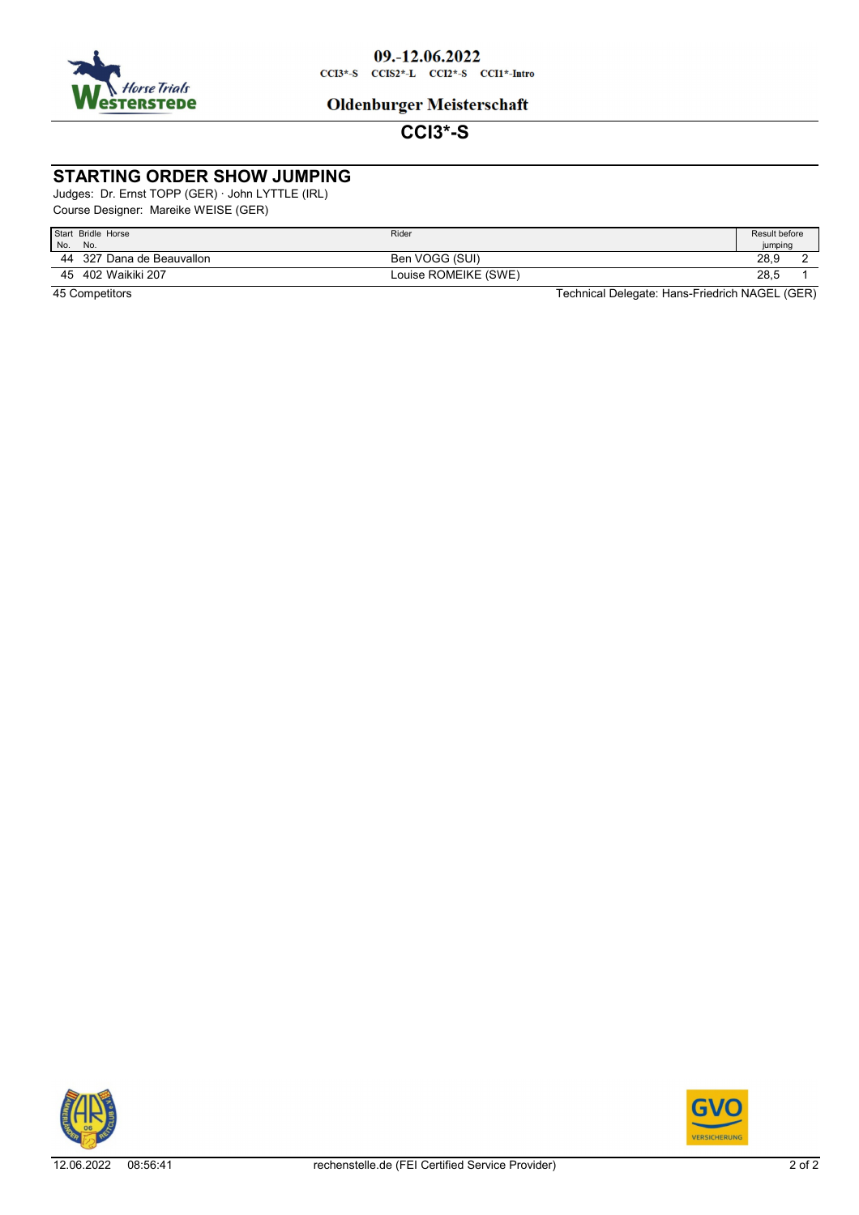09.-12.06.2022

CCI3*-S CCIS2*-L CCI2*-S CCI1*-Intro

Oldenburger Meisterschaft

# CCI3*-S

## STARTING ORDER SHOW JUMPING

Judges: Dr. Ernst TOPP (GER) · John LYTTLE (IRL)

Course Designer: Mareike WEISE (GER)

| Start No. | Bridle No. | Horse | Rider | Result before jumping | |
|---|---|---|---|---|---|
| 44 | 327 | Dana de Beauvallon | Ben VOGG (SUI) | 28,9 | 2 |
| 45 | 402 | Waikiki 207 | Louise ROMEIKE (SWE) | 28,5 | 1 |

45 Competitors

Technical Delegate: Hans-Friedrich NAGEL (GER)

12.06.2022 08:56:41 rechenstelle.de (FEI Certified Service Provider)